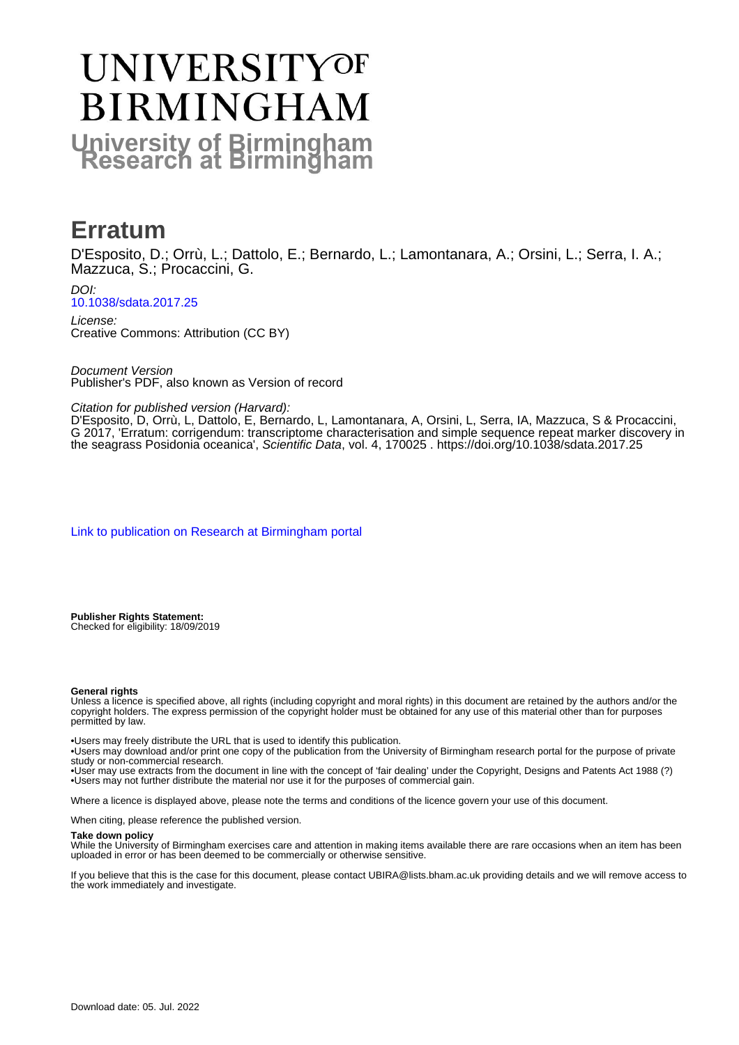# UNIVERSITY OF BIRMINGHAM

## University of Birmingham Research at Birmingham

# Erratum

D'Esposito, D.; Orrù, L.; Dattolo, E.; Bernardo, L.; Lamontanara, A.; Orsini, L.; Serra, I. A.; Mazzuca, S.; Procaccini, G.

*DOI:*
10.1038/sdata.2017.25

*License:*
Creative Commons: Attribution (CC BY)

*Document Version*
Publisher's PDF, also known as Version of record

*Citation for published version (Harvard):*
D'Esposito, D, Orrù, L, Dattolo, E, Bernardo, L, Lamontanara, A, Orsini, L, Serra, IA, Mazzuca, S & Procaccini, G 2017, 'Erratum: corrigendum: transcriptome characterisation and simple sequence repeat marker discovery in the seagrass Posidonia oceanica', *Scientific Data*, vol. 4, 170025 . https://doi.org/10.1038/sdata.2017.25

Link to publication on Research at Birmingham portal

**Publisher Rights Statement:**
Checked for eligibility: 18/09/2019

**General rights**
Unless a licence is specified above, all rights (including copyright and moral rights) in this document are retained by the authors and/or the copyright holders. The express permission of the copyright holder must be obtained for any use of this material other than for purposes permitted by law.

•Users may freely distribute the URL that is used to identify this publication.
•Users may download and/or print one copy of the publication from the University of Birmingham research portal for the purpose of private study or non-commercial research.
•User may use extracts from the document in line with the concept of 'fair dealing' under the Copyright, Designs and Patents Act 1988 (?)
•Users may not further distribute the material nor use it for the purposes of commercial gain.

Where a licence is displayed above, please note the terms and conditions of the licence govern your use of this document.

When citing, please reference the published version.

**Take down policy**
While the University of Birmingham exercises care and attention in making items available there are rare occasions when an item has been uploaded in error or has been deemed to be commercially or otherwise sensitive.

If you believe that this is the case for this document, please contact UBIRA@lists.bham.ac.uk providing details and we will remove access to the work immediately and investigate.

Download date: 05. Jul. 2022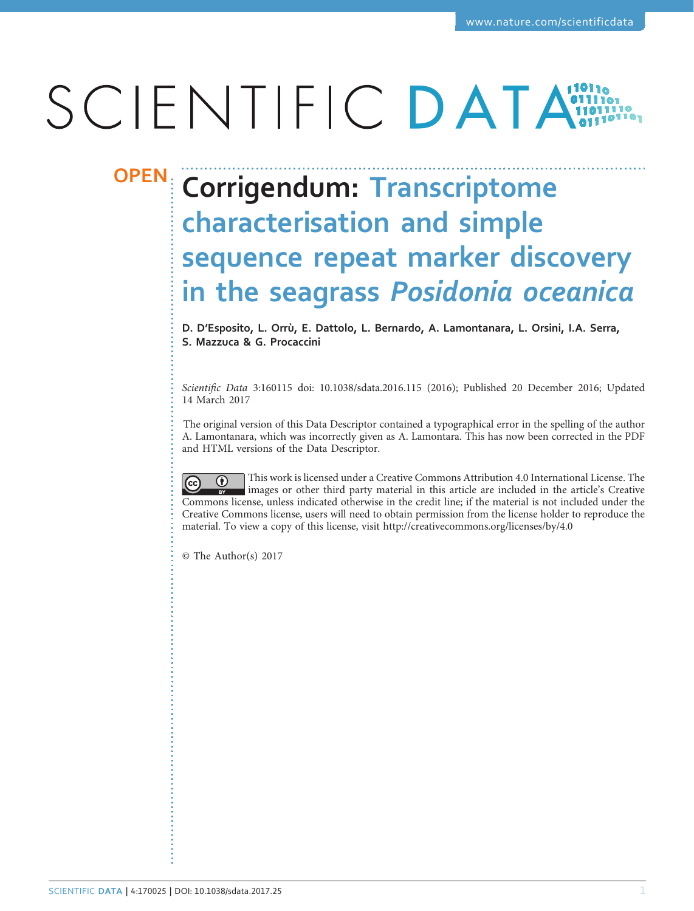OPEN

# Corrigendum: Transcriptome characterisation and simple sequence repeat marker discovery in the seagrass *Posidonia oceanica*

**D. D'Esposito, L. Orrù, E. Dattolo, L. Bernardo, A. Lamontanara, L. Orsini, I.A. Serra, S. Mazzuca & G. Procaccini**

*Scientific Data* 3:160115 doi: 10.1038/sdata.2016.115 (2016); Published 20 December 2016; Updated 14 March 2017

The original version of this Data Descriptor contained a typographical error in the spelling of the author A. Lamontanara, which was incorrectly given as A. Lamontara. This has now been corrected in the PDF and HTML versions of the Data Descriptor.

This work is licensed under a Creative Commons Attribution 4.0 International License. The images or other third party material in this article are included in the article's Creative Commons license, unless indicated otherwise in the credit line; if the material is not included under the Creative Commons license, users will need to obtain permission from the license holder to reproduce the material. To view a copy of this license, visit http://creativecommons.org/licenses/by/4.0

© The Author(s) 2017